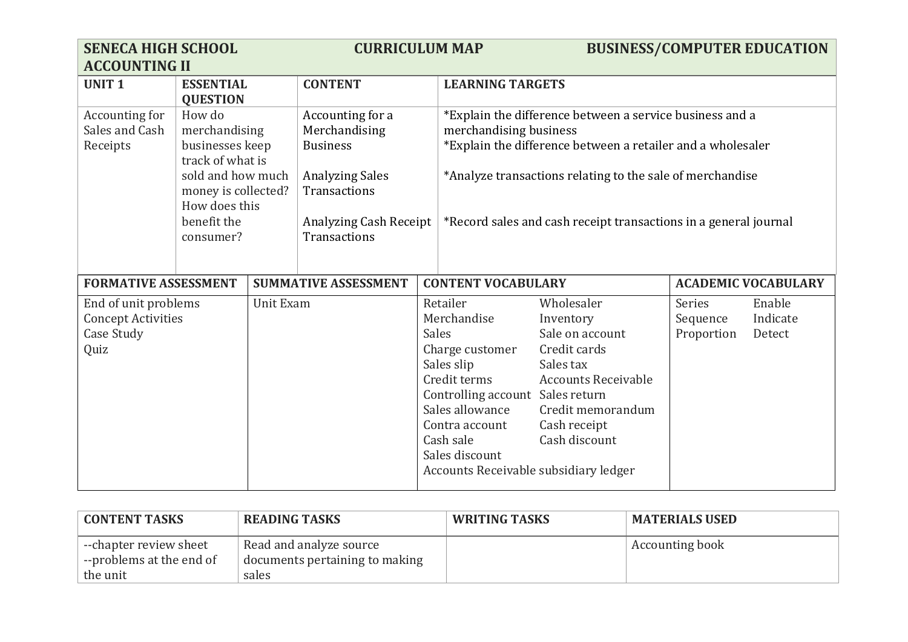| SENECA HIGH SCHOOL ACCOUNTING II | CURRICULUM MAP | | BUSINESS/COMPUTER EDUCATION |
|---|---|---|---|
| **UNIT 1** | **ESSENTIAL QUESTION** | **CONTENT** | **LEARNING TARGETS** |
| Accounting for Sales and Cash Receipts | How do merchandising businesses keep track of what is sold and how much money is collected? How does this benefit the consumer? | Accounting for a Merchandising Business<br><br>Analyzing Sales Transactions<br><br>Analyzing Cash Receipt Transactions | *Explain the difference between a service business and a merchandising business<br>*Explain the difference between a retailer and a wholesaler<br><br>*Analyze transactions relating to the sale of merchandise<br><br>*Record sales and cash receipt transactions in a general journal |

| FORMATIVE ASSESSMENT | SUMMATIVE ASSESSMENT | CONTENT VOCABULARY | | ACADEMIC VOCABULARY | |
|---|---|---|---|---|---|
| End of unit problems<br>Concept Activities<br>Case Study<br>Quiz | Unit Exam | Retailer<br>Merchandise<br>Sales<br>Charge customer<br>Sales slip<br>Credit terms<br>Controlling account<br>Sales allowance<br>Contra account<br>Cash sale<br>Sales discount<br>Accounts Receivable subsidiary ledger | Wholesaler<br>Inventory<br>Sale on account<br>Credit cards<br>Sales tax<br>Accounts Receivable<br>Sales return<br>Credit memorandum<br>Cash receipt<br>Cash discount | Series<br>Sequence<br>Proportion | Enable<br>Indicate<br>Detect |

| CONTENT TASKS | READING TASKS | WRITING TASKS | MATERIALS USED |
|---|---|---|---|
| --chapter review sheet<br>--problems at the end of the unit | Read and analyze source documents pertaining to making sales | | Accounting book |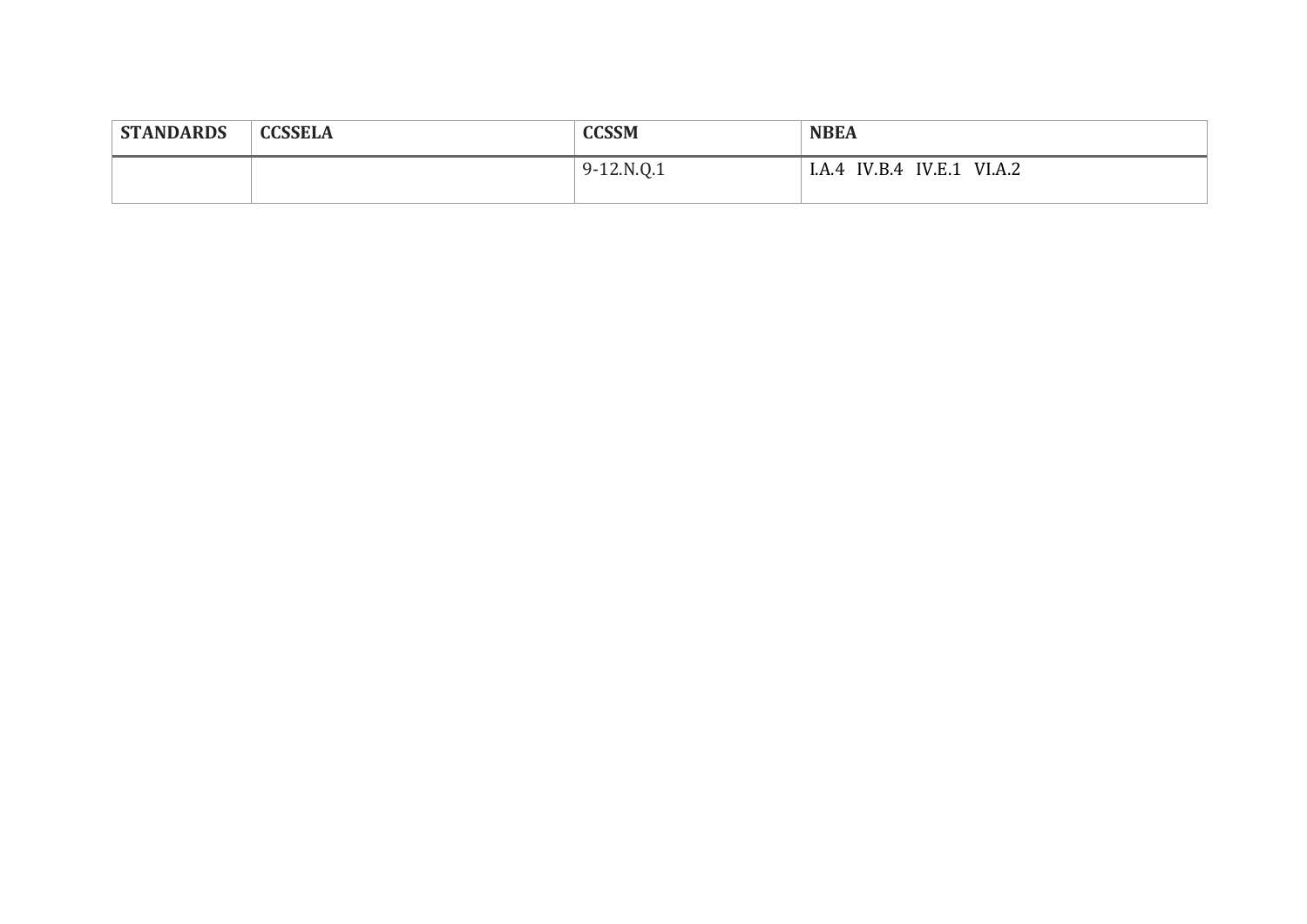| STANDARDS | CCSSELA | CCSSM | NBEA |
|---|---|---|---|
| | | 9-12.N.Q.1 | I.A.4 IV.B.4 IV.E.1 VI.A.2 |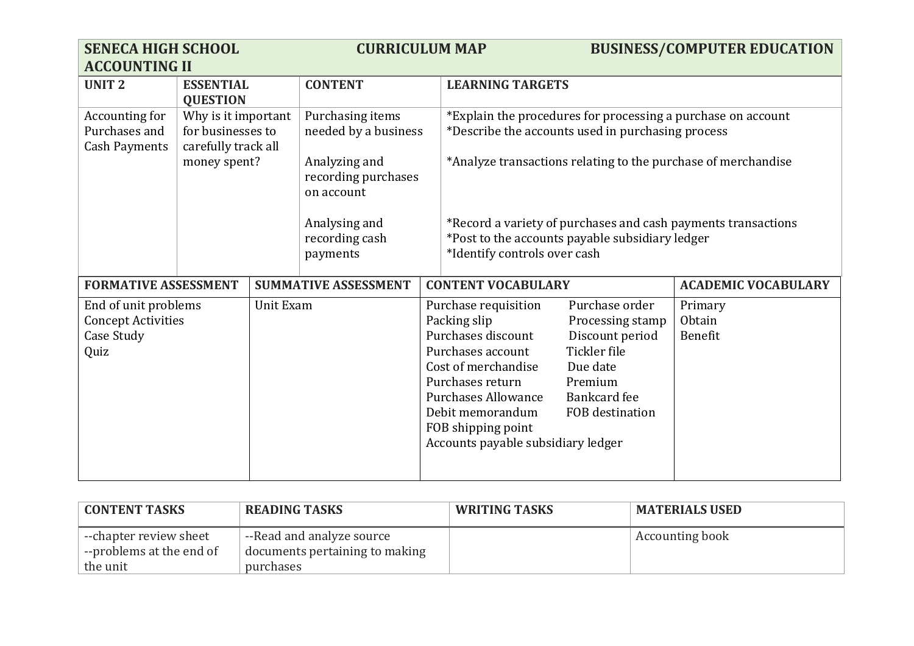| SENECA HIGH SCHOOL ACCOUNTING II | CURRICULUM MAP | | BUSINESS/COMPUTER EDUCATION |
|---|---|---|---|
| **UNIT 2** | **ESSENTIAL QUESTION** | **CONTENT** | **LEARNING TARGETS** |
| Accounting for Purchases and Cash Payments | Why is it important for businesses to carefully track all money spent? | Purchasing items needed by a business<br><br>Analyzing and recording purchases on account<br><br>Analysing and recording cash payments | *Explain the procedures for processing a purchase on account<br>*Describe the accounts used in purchasing process<br><br>*Analyze transactions relating to the purchase of merchandise<br><br>*Record a variety of purchases and cash payments transactions<br>*Post to the accounts payable subsidiary ledger<br>*Identify controls over cash |

| FORMATIVE ASSESSMENT | SUMMATIVE ASSESSMENT | CONTENT VOCABULARY | | ACADEMIC VOCABULARY |
|---|---|---|---|---|
| End of unit problems<br>Concept Activities<br>Case Study<br>Quiz | Unit Exam | Purchase requisition<br>Packing slip<br>Purchases discount<br>Purchases account<br>Cost of merchandise<br>Purchases return<br>Purchases Allowance<br>Debit memorandum<br>FOB shipping point<br>Accounts payable subsidiary ledger | Purchase order<br>Processing stamp<br>Discount period<br>Tickler file<br>Due date<br>Premium<br>Bankcard fee<br>FOB destination | Primary<br>Obtain<br>Benefit |

| CONTENT TASKS | READING TASKS | WRITING TASKS | MATERIALS USED |
|---|---|---|---|
| --chapter review sheet<br>--problems at the end of the unit | --Read and analyze source documents pertaining to making purchases | | Accounting book |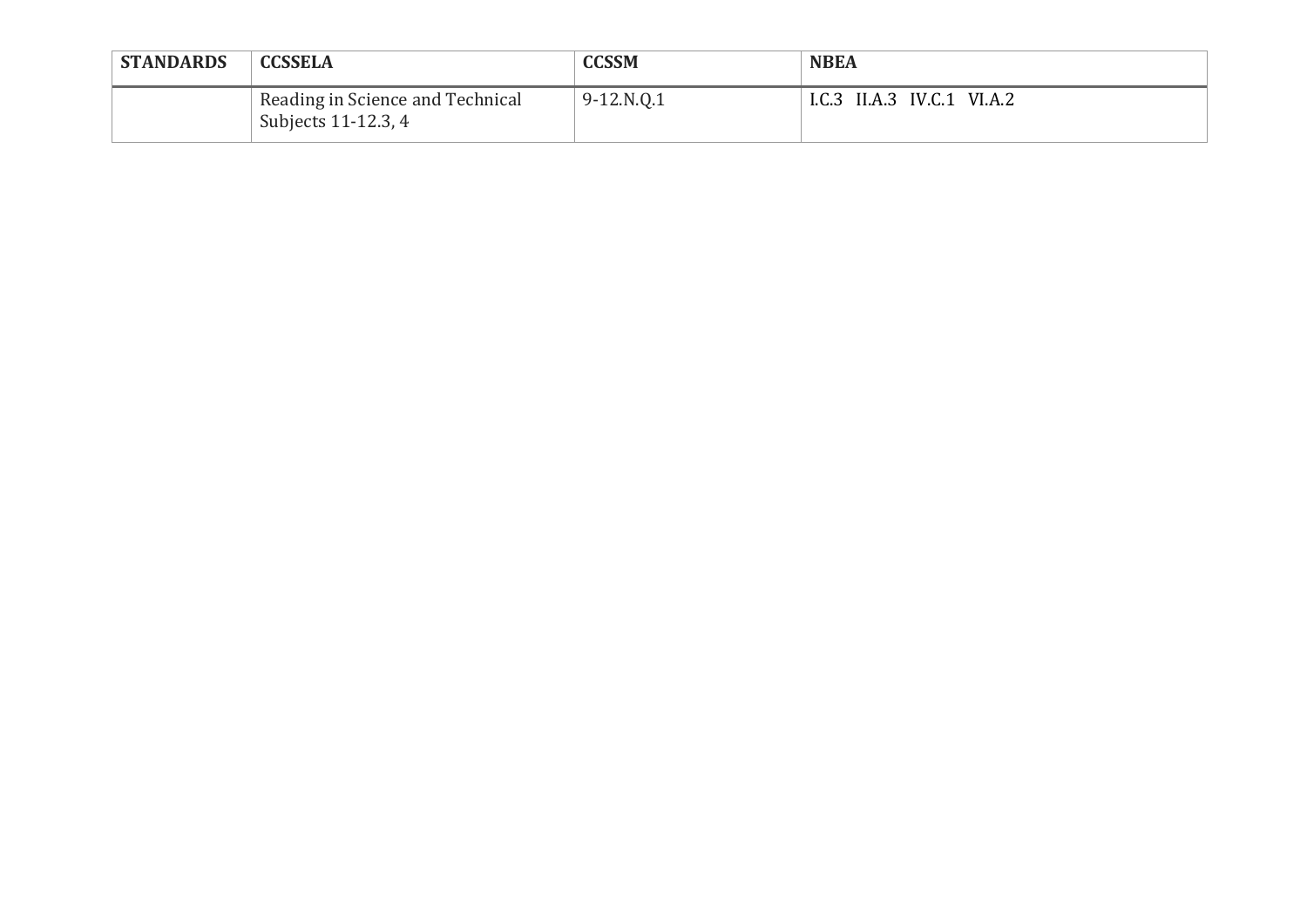| STANDARDS | CCSSELA | CCSSM | NBEA |
|---|---|---|---|
| | Reading in Science and Technical Subjects 11-12.3, 4 | 9-12.N.Q.1 | I.C.3 II.A.3 IV.C.1 VI.A.2 |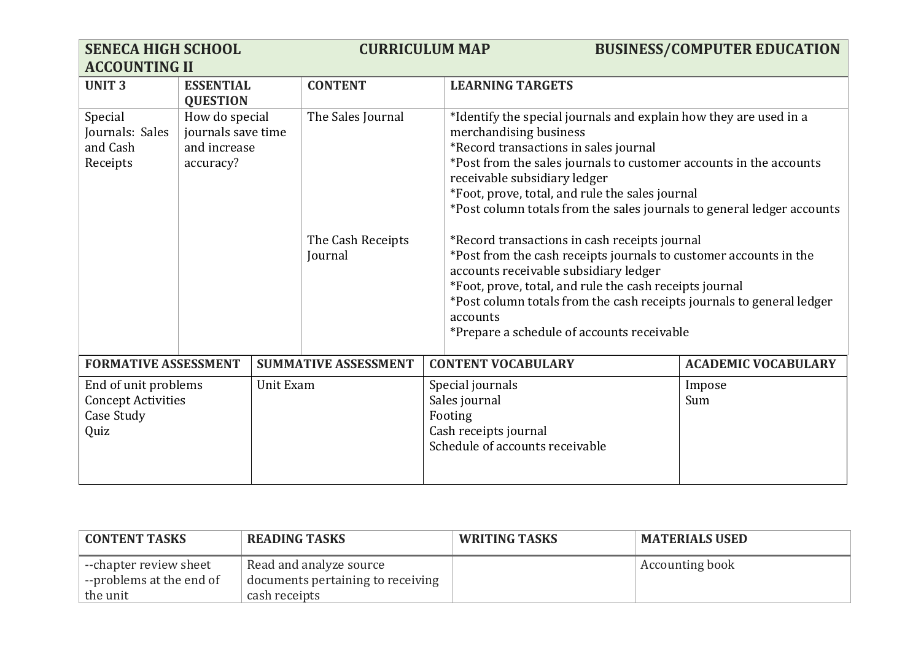| SENECA HIGH SCHOOL ACCOUNTING II | | CURRICULUM MAP | BUSINESS/COMPUTER EDUCATION |
|---|---|---|---|
| **UNIT 3** | **ESSENTIAL QUESTION** | **CONTENT** | **LEARNING TARGETS** |
| Special Journals: Sales and Cash Receipts | How do special journals save time and increase accuracy? | The Sales Journal | *Identify the special journals and explain how they are used in a merchandising business<br>*Record transactions in sales journal<br>*Post from the sales journals to customer accounts in the accounts receivable subsidiary ledger<br>*Foot, prove, total, and rule the sales journal<br>*Post column totals from the sales journals to general ledger accounts |
| | | The Cash Receipts Journal | *Record transactions in cash receipts journal<br>*Post from the cash receipts journals to customer accounts in the accounts receivable subsidiary ledger<br>*Foot, prove, total, and rule the cash receipts journal<br>*Post column totals from the cash receipts journals to general ledger accounts<br>*Prepare a schedule of accounts receivable |

| FORMATIVE ASSESSMENT | SUMMATIVE ASSESSMENT | CONTENT VOCABULARY | ACADEMIC VOCABULARY |
|---|---|---|---|
| End of unit problems<br>Concept Activities<br>Case Study<br>Quiz | Unit Exam | Special journals<br>Sales journal<br>Footing<br>Cash receipts journal<br>Schedule of accounts receivable | Impose<br>Sum |

| CONTENT TASKS | READING TASKS | WRITING TASKS | MATERIALS USED |
|---|---|---|---|
| --chapter review sheet<br>--problems at the end of the unit | Read and analyze source documents pertaining to receiving cash receipts | | Accounting book |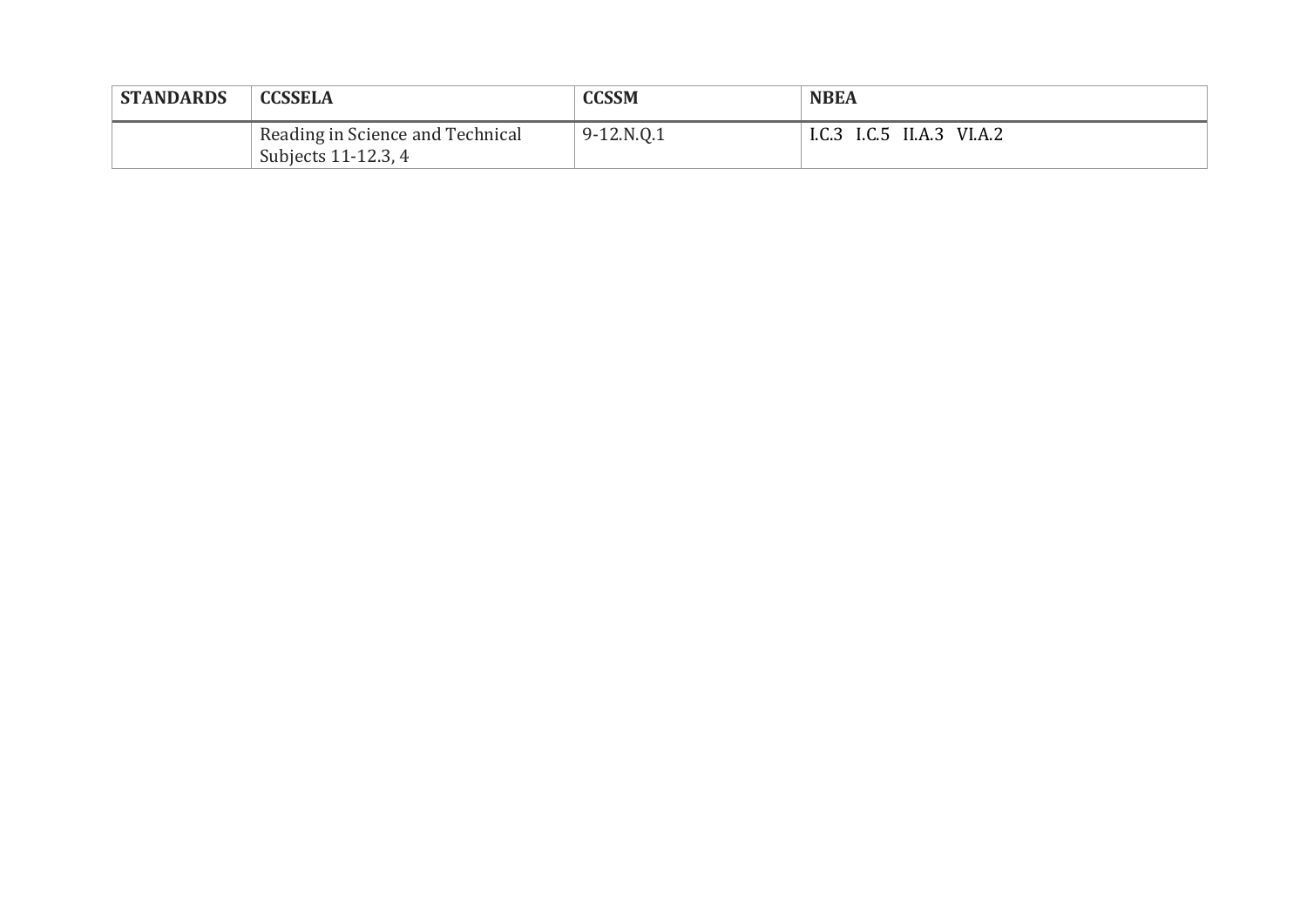| STANDARDS | CCSSELA | CCSSM | NBEA |
|---|---|---|---|
| | Reading in Science and Technical Subjects 11-12.3, 4 | 9-12.N.Q.1 | I.C.3 I.C.5 II.A.3 VI.A.2 |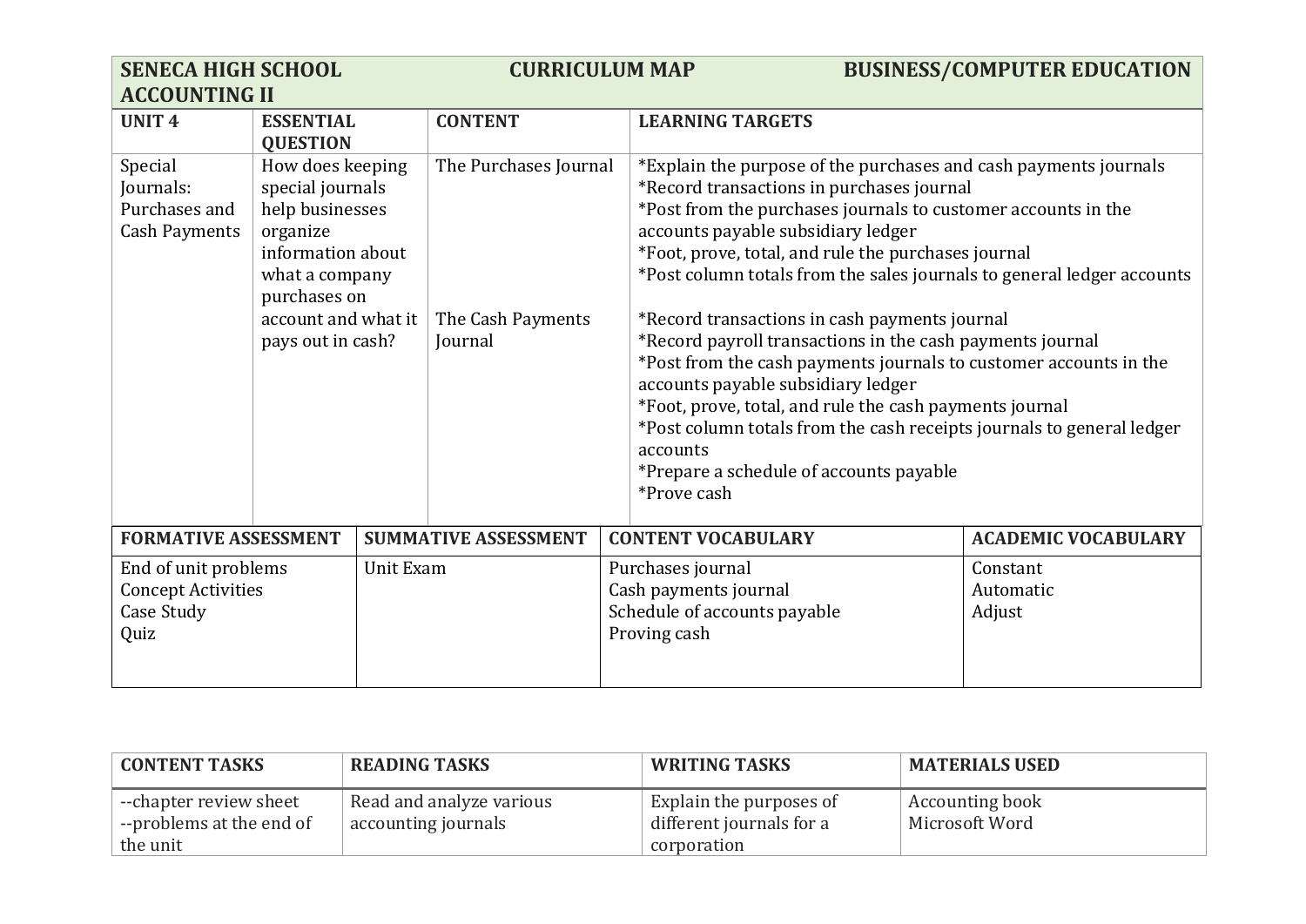| SENECA HIGH SCHOOL ACCOUNTING II | | CURRICULUM MAP | BUSINESS/COMPUTER EDUCATION |
|---|---|---|---|
| **UNIT 4** | **ESSENTIAL QUESTION** | **CONTENT** | **LEARNING TARGETS** |
| Special Journals: Purchases and Cash Payments | How does keeping special journals help businesses organize information about what a company purchases on account and what it pays out in cash? | The Purchases Journal | *Explain the purpose of the purchases and cash payments journals<br>*Record transactions in purchases journal<br>*Post from the purchases journals to customer accounts in the accounts payable subsidiary ledger<br>*Foot, prove, total, and rule the purchases journal<br>*Post column totals from the sales journals to general ledger accounts |
| | | The Cash Payments Journal | *Record transactions in cash payments journal<br>*Record payroll transactions in the cash payments journal<br>*Post from the cash payments journals to customer accounts in the accounts payable subsidiary ledger<br>*Foot, prove, total, and rule the cash payments journal<br>*Post column totals from the cash receipts journals to general ledger accounts<br>*Prepare a schedule of accounts payable<br>*Prove cash |

| FORMATIVE ASSESSMENT | SUMMATIVE ASSESSMENT | CONTENT VOCABULARY | ACADEMIC VOCABULARY |
|---|---|---|---|
| End of unit problems<br>Concept Activities<br>Case Study<br>Quiz | Unit Exam | Purchases journal<br>Cash payments journal<br>Schedule of accounts payable<br>Proving cash | Constant<br>Automatic<br>Adjust |

| CONTENT TASKS | READING TASKS | WRITING TASKS | MATERIALS USED |
|---|---|---|---|
| --chapter review sheet<br>--problems at the end of the unit | Read and analyze various accounting journals | Explain the purposes of different journals for a corporation | Accounting book<br>Microsoft Word |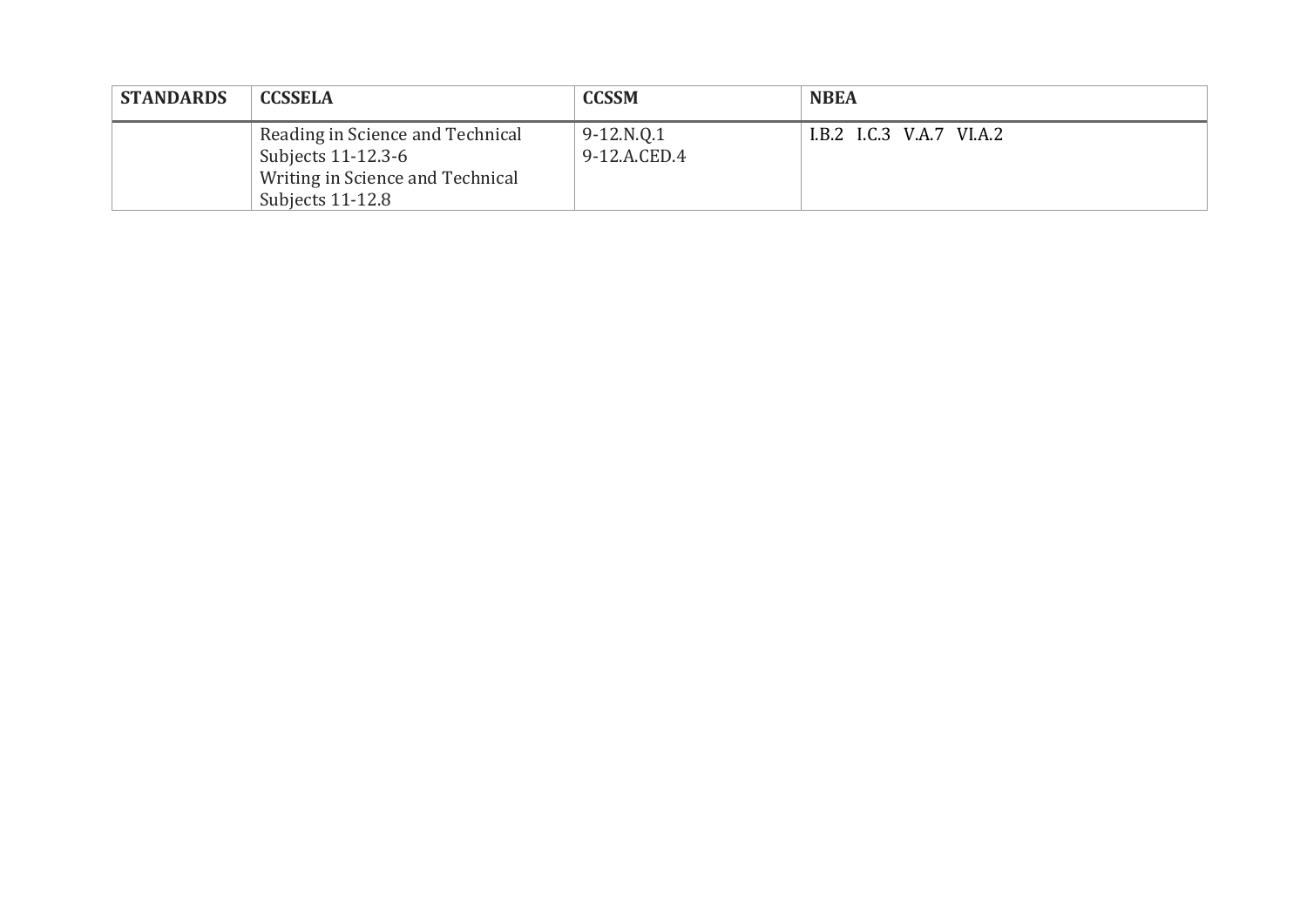| STANDARDS | CCSSELA | CCSSM | NBEA |
|---|---|---|---|
| | Reading in Science and Technical Subjects 11-12.3-6<br>Writing in Science and Technical Subjects 11-12.8 | 9-12.N.Q.1<br>9-12.A.CED.4 | I.B.2 I.C.3 V.A.7 VI.A.2 |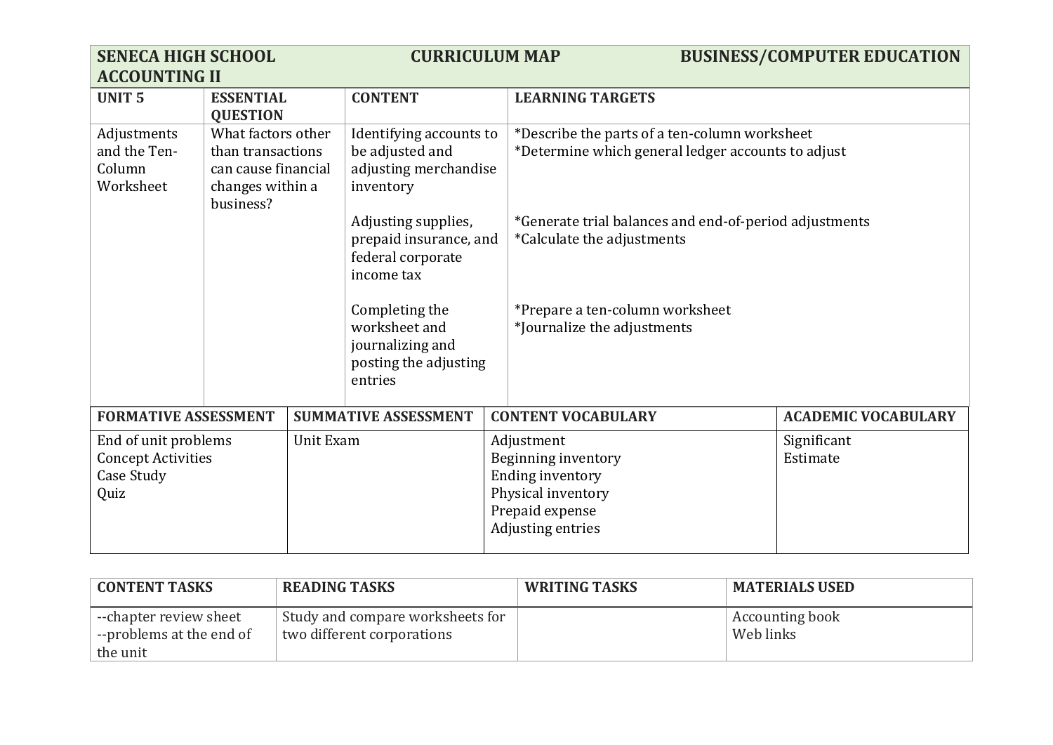| SENECA HIGH SCHOOL ACCOUNTING II | CURRICULUM MAP | BUSINESS/COMPUTER EDUCATION | |
|---|---|---|---|
| **UNIT 5** | **ESSENTIAL QUESTION** | **CONTENT** | **LEARNING TARGETS** |
| Adjustments and the Ten-Column Worksheet | What factors other than transactions can cause financial changes within a business? | Identifying accounts to be adjusted and adjusting merchandise inventory | *Describe the parts of a ten-column worksheet<br>*Determine which general ledger accounts to adjust |
| | | Adjusting supplies, prepaid insurance, and federal corporate income tax | *Generate trial balances and end-of-period adjustments<br>*Calculate the adjustments |
| | | Completing the worksheet and journalizing and posting the adjusting entries | *Prepare a ten-column worksheet<br>*Journalize the adjustments |

| FORMATIVE ASSESSMENT | SUMMATIVE ASSESSMENT | CONTENT VOCABULARY | ACADEMIC VOCABULARY |
|---|---|---|---|
| End of unit problems<br>Concept Activities<br>Case Study<br>Quiz | Unit Exam | Adjustment<br>Beginning inventory<br>Ending inventory<br>Physical inventory<br>Prepaid expense<br>Adjusting entries | Significant<br>Estimate |

| CONTENT TASKS | READING TASKS | WRITING TASKS | MATERIALS USED |
|---|---|---|---|
| --chapter review sheet<br>--problems at the end of the unit | Study and compare worksheets for two different corporations | | Accounting book<br>Web links |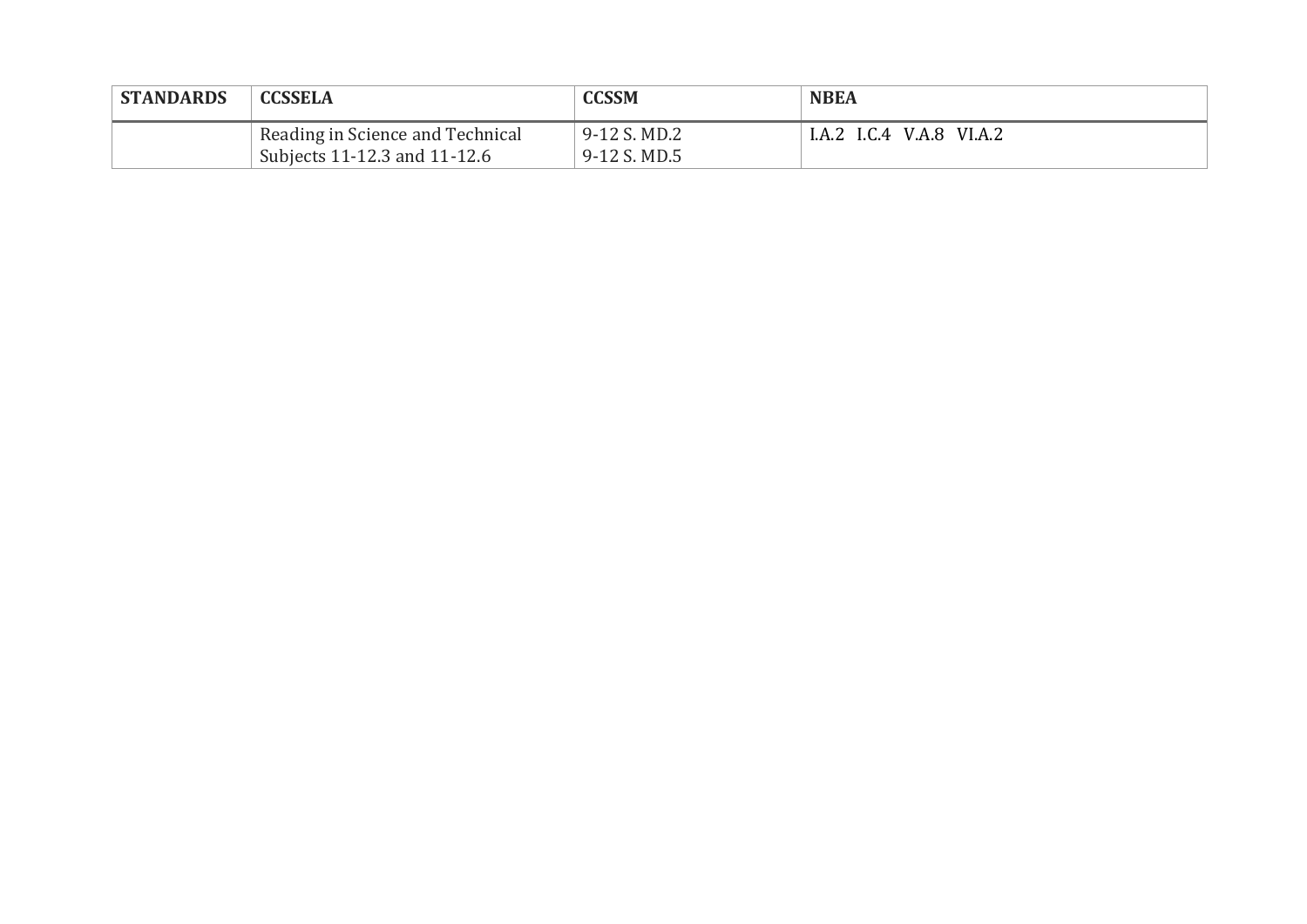| STANDARDS | CCSSELA | CCSSM | NBEA |
|---|---|---|---|
| | Reading in Science and Technical Subjects 11-12.3 and 11-12.6 | 9-12 S. MD.2<br>9-12 S. MD.5 | I.A.2 I.C.4 V.A.8 VI.A.2 |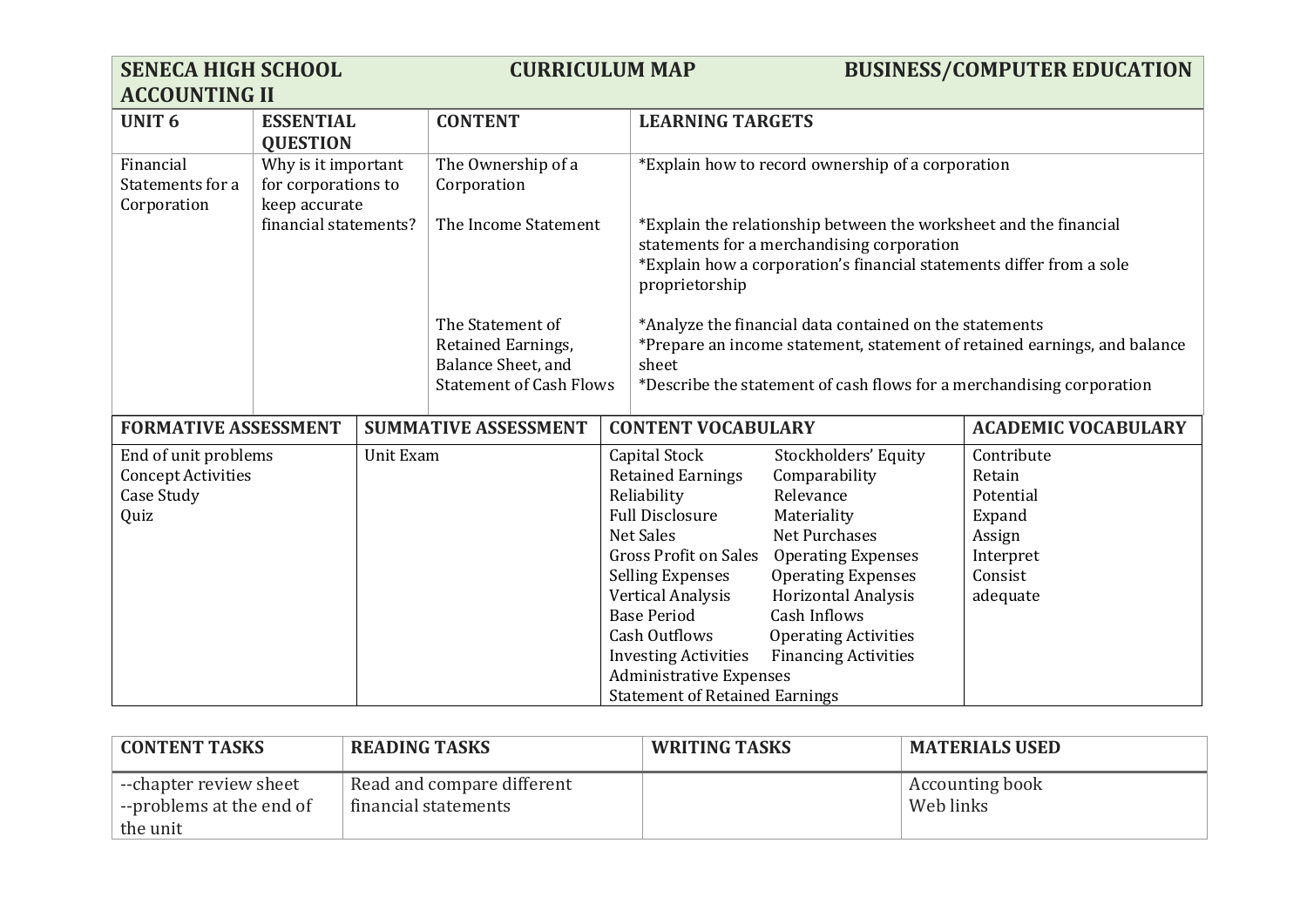| SENECA HIGH SCHOOL ACCOUNTING II | CURRICULUM MAP | BUSINESS/COMPUTER EDUCATION |
|---|---|---|

| UNIT 6 | ESSENTIAL QUESTION | CONTENT | LEARNING TARGETS |
|---|---|---|---|
| Financial Statements for a Corporation | Why is it important for corporations to keep accurate financial statements? | The Ownership of a Corporation | *Explain how to record ownership of a corporation |
| | | The Income Statement | *Explain the relationship between the worksheet and the financial statements for a merchandising corporation<br>*Explain how a corporation's financial statements differ from a sole proprietorship |
| | | The Statement of Retained Earnings, Balance Sheet, and Statement of Cash Flows | *Analyze the financial data contained on the statements<br>*Prepare an income statement, statement of retained earnings, and balance sheet<br>*Describe the statement of cash flows for a merchandising corporation |

| FORMATIVE ASSESSMENT | SUMMATIVE ASSESSMENT | CONTENT VOCABULARY | | ACADEMIC VOCABULARY |
|---|---|---|---|---|
| End of unit problems<br>Concept Activities<br>Case Study<br>Quiz | Unit Exam | Capital Stock<br>Retained Earnings<br>Reliability<br>Full Disclosure<br>Net Sales<br>Gross Profit on Sales<br>Selling Expenses<br>Vertical Analysis<br>Base Period<br>Cash Outflows<br>Investing Activities<br>Administrative Expenses<br>Statement of Retained Earnings | Stockholders' Equity<br>Comparability<br>Relevance<br>Materiality<br>Net Purchases<br>Operating Expenses<br>Operating Expenses<br>Horizontal Analysis<br>Cash Inflows<br>Operating Activities<br>Financing Activities | Contribute<br>Retain<br>Potential<br>Expand<br>Assign<br>Interpret<br>Consist<br>adequate |

| CONTENT TASKS | READING TASKS | WRITING TASKS | MATERIALS USED |
|---|---|---|---|
| --chapter review sheet<br>--problems at the end of the unit | Read and compare different financial statements | | Accounting book<br>Web links |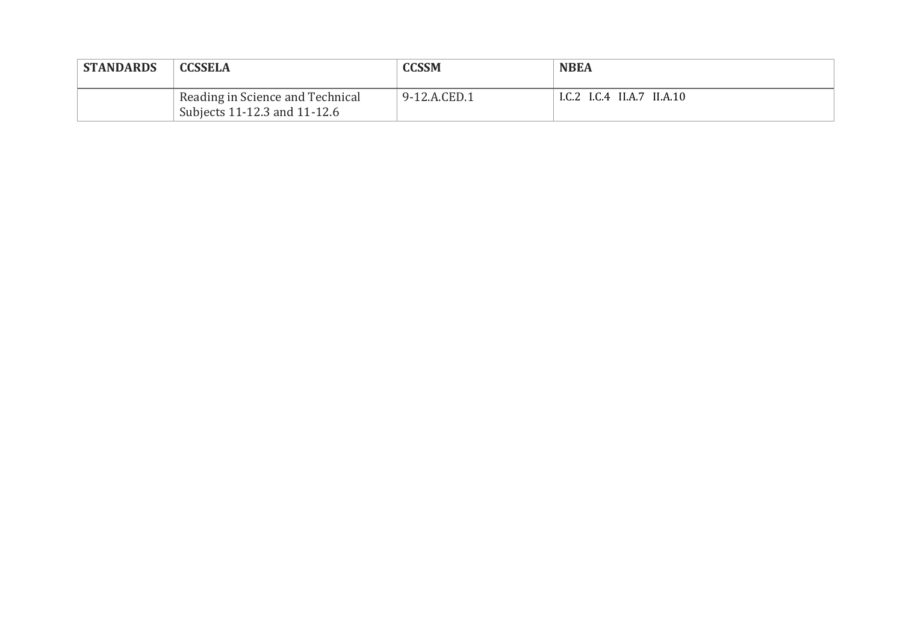| STANDARDS | CCSSELA | CCSSM | NBEA |
|---|---|---|---|
| | Reading in Science and Technical Subjects 11-12.3 and 11-12.6 | 9-12.A.CED.1 | I.C.2 I.C.4 II.A.7 II.A.10 |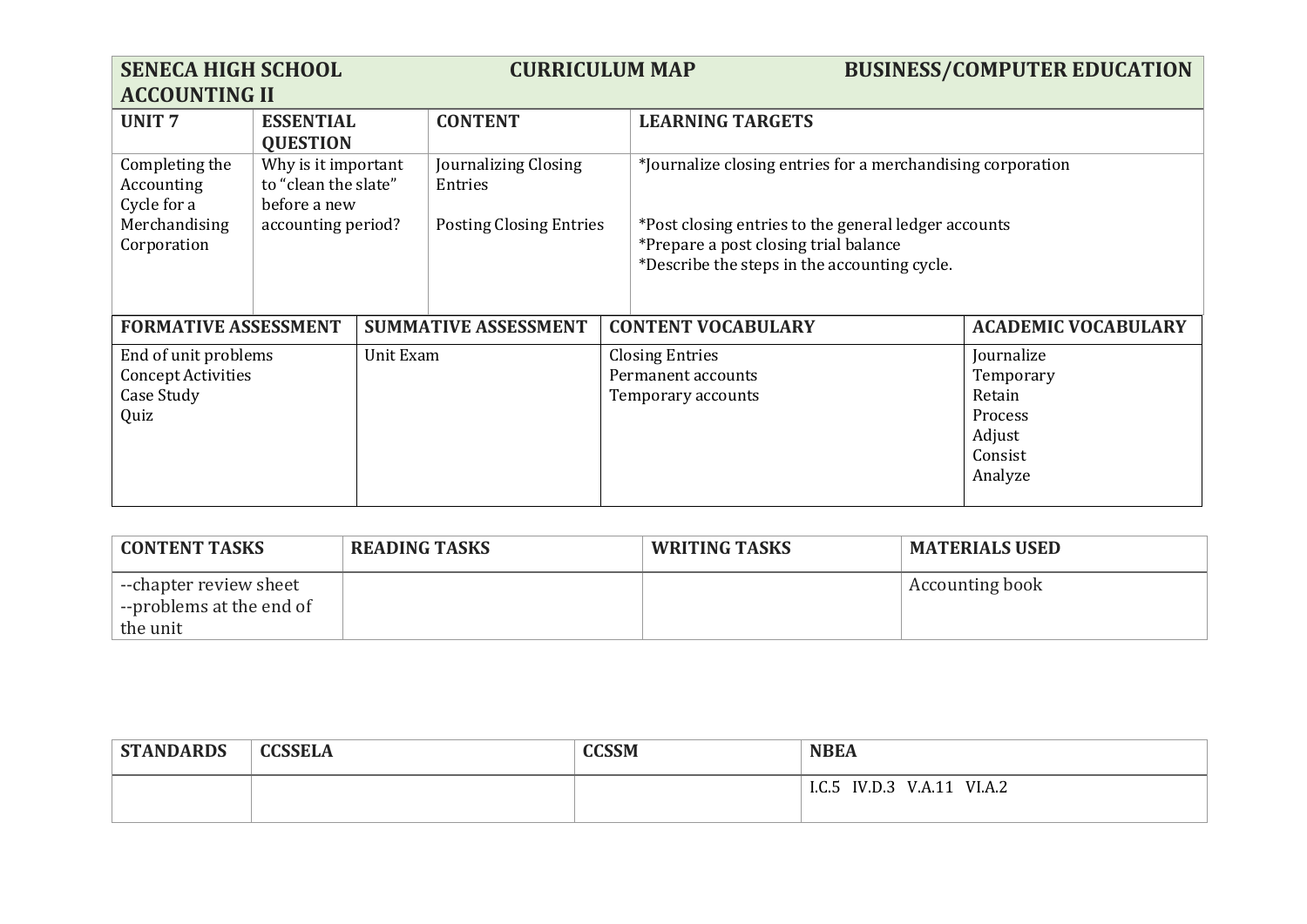| SENECA HIGH SCHOOL ACCOUNTING II | CURRICULUM MAP | BUSINESS/COMPUTER EDUCATION | |
|---|---|---|---|
| **UNIT 7** | **ESSENTIAL QUESTION** | **CONTENT** | **LEARNING TARGETS** |
| Completing the Accounting Cycle for a Merchandising Corporation | Why is it important to "clean the slate" before a new accounting period? | Journalizing Closing Entries<br><br>Posting Closing Entries | *Journalize closing entries for a merchandising corporation<br><br>*Post closing entries to the general ledger accounts<br>*Prepare a post closing trial balance<br>*Describe the steps in the accounting cycle. |

| FORMATIVE ASSESSMENT | SUMMATIVE ASSESSMENT | CONTENT VOCABULARY | ACADEMIC VOCABULARY |
|---|---|---|---|
| End of unit problems<br>Concept Activities<br>Case Study<br>Quiz | Unit Exam | Closing Entries<br>Permanent accounts<br>Temporary accounts | Journalize<br>Temporary<br>Retain<br>Process<br>Adjust<br>Consist<br>Analyze |

| CONTENT TASKS | READING TASKS | WRITING TASKS | MATERIALS USED |
|---|---|---|---|
| --chapter review sheet<br>--problems at the end of the unit | | | Accounting book |

| STANDARDS | CCSSELA | CCSSM | NBEA |
|---|---|---|---|
| | | | I.C.5 IV.D.3 V.A.11 VI.A.2 |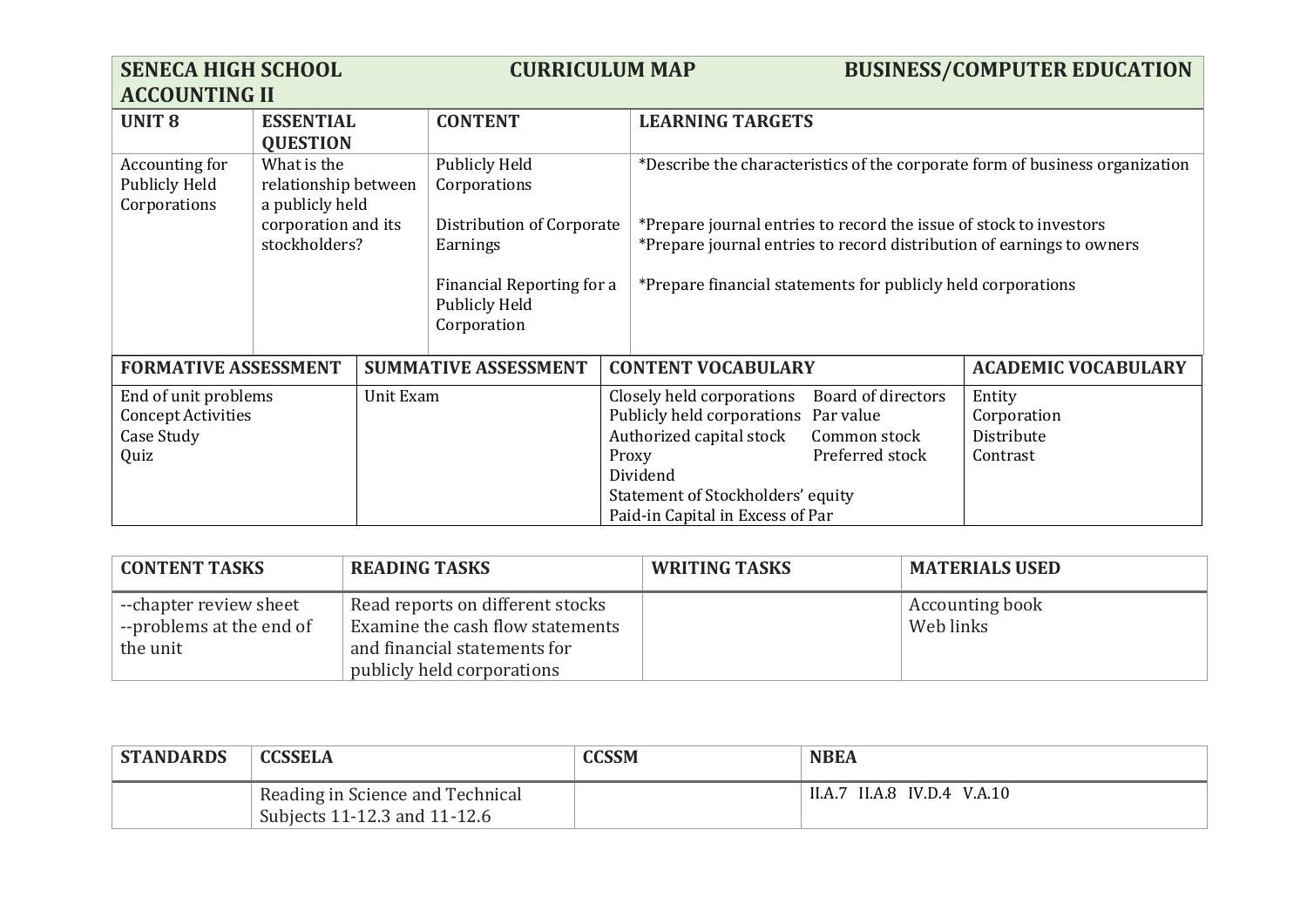| SENECA HIGH SCHOOL ACCOUNTING II | | CURRICULUM MAP | BUSINESS/COMPUTER EDUCATION |
|---|---|---|---|
| **UNIT 8** | **ESSENTIAL QUESTION** | **CONTENT** | **LEARNING TARGETS** |
| Accounting for Publicly Held Corporations | What is the relationship between a publicly held corporation and its stockholders? | Publicly Held Corporations<br><br>Distribution of Corporate Earnings<br><br>Financial Reporting for a Publicly Held Corporation | *Describe the characteristics of the corporate form of business organization<br><br>*Prepare journal entries to record the issue of stock to investors<br>*Prepare journal entries to record distribution of earnings to owners<br><br>*Prepare financial statements for publicly held corporations |

| FORMATIVE ASSESSMENT | SUMMATIVE ASSESSMENT | CONTENT VOCABULARY | ACADEMIC VOCABULARY |
|---|---|---|---|
| End of unit problems<br>Concept Activities<br>Case Study<br>Quiz | Unit Exam | Closely held corporations<br>Publicly held corporations<br>Authorized capital stock<br>Proxy<br>Dividend<br>Statement of Stockholders' equity<br>Paid-in Capital in Excess of Par<br>Board of directors<br>Par value<br>Common stock<br>Preferred stock | Entity<br>Corporation<br>Distribute<br>Contrast |

| CONTENT TASKS | READING TASKS | WRITING TASKS | MATERIALS USED |
|---|---|---|---|
| --chapter review sheet<br>--problems at the end of the unit | Read reports on different stocks<br>Examine the cash flow statements and financial statements for publicly held corporations | | Accounting book<br>Web links |

| STANDARDS | CCSSELA | CCSSM | NBEA |
|---|---|---|---|
| | Reading in Science and Technical Subjects 11-12.3 and 11-12.6 | | II.A.7 II.A.8 IV.D.4 V.A.10 |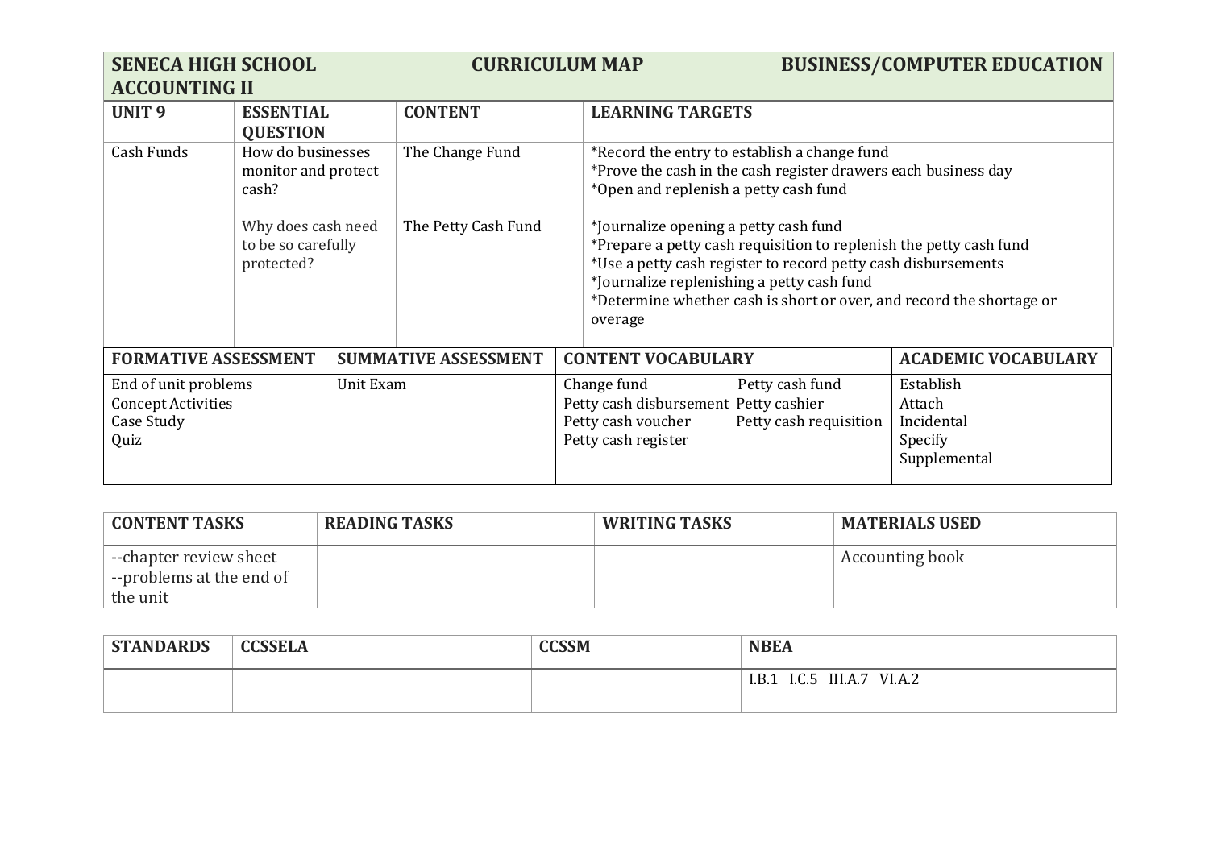| SENECA HIGH SCHOOL ACCOUNTING II | CURRICULUM MAP | | BUSINESS/COMPUTER EDUCATION |
|---|---|---|---|
| **UNIT 9** | **ESSENTIAL QUESTION** | **CONTENT** | **LEARNING TARGETS** |
| Cash Funds | How do businesses monitor and protect cash? | The Change Fund | *Record the entry to establish a change fund<br>*Prove the cash in the cash register drawers each business day<br>*Open and replenish a petty cash fund |
| | Why does cash need to be so carefully protected? | The Petty Cash Fund | *Journalize opening a petty cash fund<br>*Prepare a petty cash requisition to replenish the petty cash fund<br>*Use a petty cash register to record petty cash disbursements<br>*Journalize replenishing a petty cash fund<br>*Determine whether cash is short or over, and record the shortage or overage |

| FORMATIVE ASSESSMENT | SUMMATIVE ASSESSMENT | CONTENT VOCABULARY | | ACADEMIC VOCABULARY |
|---|---|---|---|---|
| End of unit problems<br>Concept Activities<br>Case Study<br>Quiz | Unit Exam | Change fund<br>Petty cash disbursement<br>Petty cash voucher<br>Petty cash register | Petty cash fund<br>Petty cashier<br>Petty cash requisition | Establish<br>Attach<br>Incidental<br>Specify<br>Supplemental |

| CONTENT TASKS | READING TASKS | WRITING TASKS | MATERIALS USED |
|---|---|---|---|
| --chapter review sheet<br>--problems at the end of the unit | | | Accounting book |

| STANDARDS | CCSSELA | CCSSM | NBEA |
|---|---|---|---|
| | | | I.B.1 I.C.5 III.A.7 VI.A.2 |